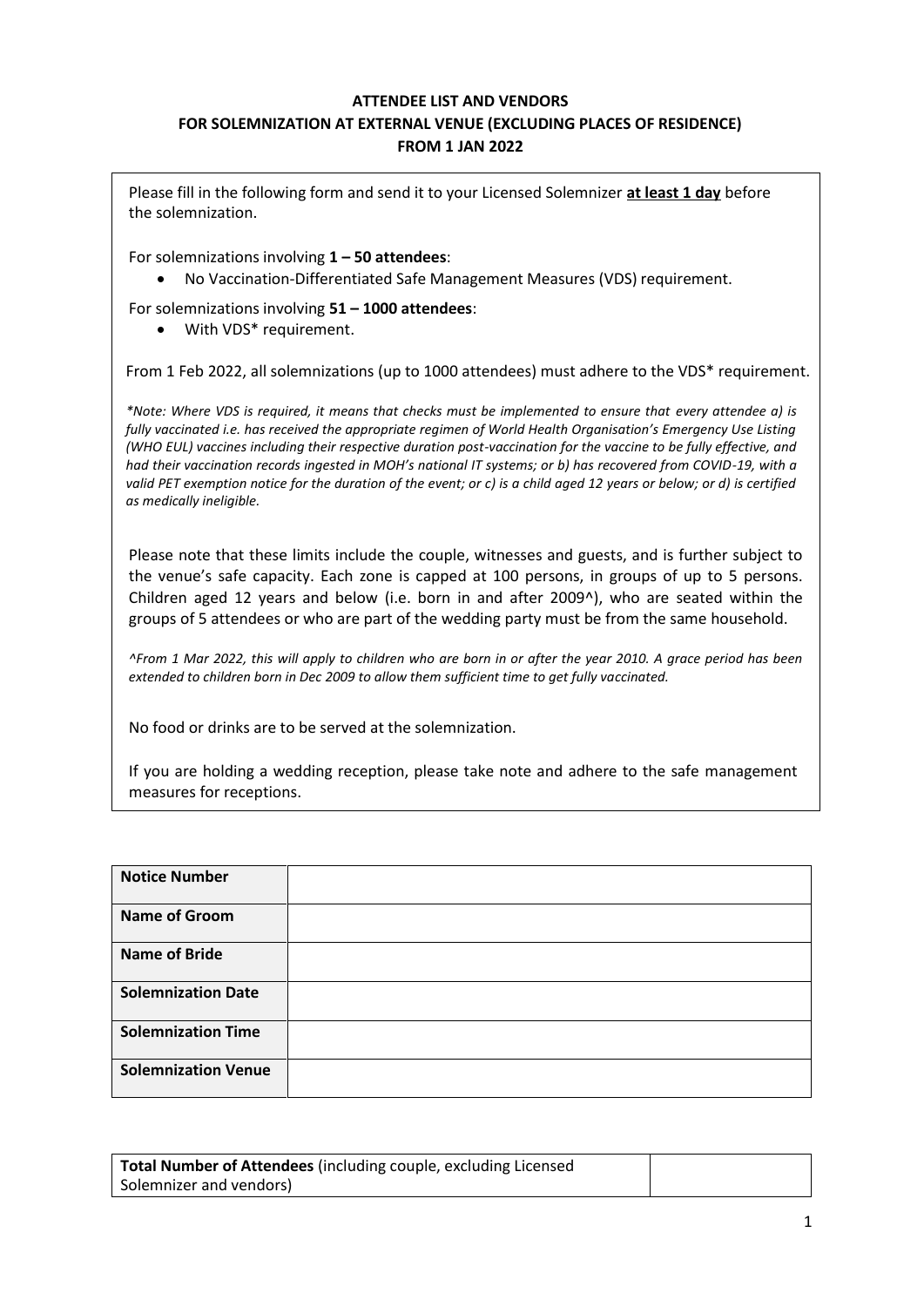**ATTENDEE LIST AND VENDORS**
**FOR SOLEMNIZATION AT EXTERNAL VENUE (EXCLUDING PLACES OF RESIDENCE)**
**FROM 1 JAN 2022**

Please fill in the following form and send it to your Licensed Solemnizer **at least 1 day** before the solemnization.

For solemnizations involving **1 – 50 attendees**:

- No Vaccination-Differentiated Safe Management Measures (VDS) requirement.

For solemnizations involving **51 – 1000 attendees**:

- With VDS* requirement.

From 1 Feb 2022, all solemnizations (up to 1000 attendees) must adhere to the VDS* requirement.

*\*Note: Where VDS is required, it means that checks must be implemented to ensure that every attendee a) is fully vaccinated i.e. has received the appropriate regimen of World Health Organisation's Emergency Use Listing (WHO EUL) vaccines including their respective duration post-vaccination for the vaccine to be fully effective, and had their vaccination records ingested in MOH's national IT systems; or b) has recovered from COVID-19, with a valid PET exemption notice for the duration of the event; or c) is a child aged 12 years or below; or d) is certified as medically ineligible.*

Please note that these limits include the couple, witnesses and guests, and is further subject to the venue's safe capacity. Each zone is capped at 100 persons, in groups of up to 5 persons. Children aged 12 years and below (i.e. born in and after 2009^), who are seated within the groups of 5 attendees or who are part of the wedding party must be from the same household.

*^From 1 Mar 2022, this will apply to children who are born in or after the year 2010. A grace period has been extended to children born in Dec 2009 to allow them sufficient time to get fully vaccinated.*

No food or drinks are to be served at the solemnization.

If you are holding a wedding reception, please take note and adhere to the safe management measures for receptions.

| **Notice Number** | |
|---|---|
| **Name of Groom** | |
| **Name of Bride** | |
| **Solemnization Date** | |
| **Solemnization Time** | |
| **Solemnization Venue** | |

| **Total Number of Attendees** (including couple, excluding Licensed Solemnizer and vendors) | |
|---|---|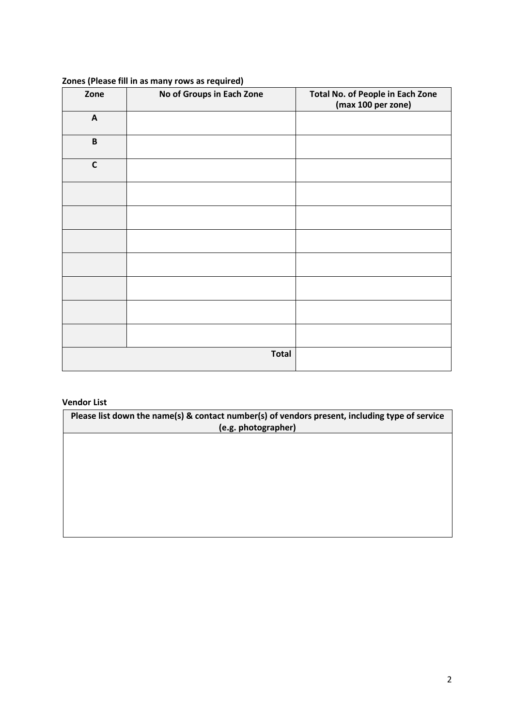**Zones (Please fill in as many rows as required)**

| Zone | No of Groups in Each Zone | Total No. of People in Each Zone (max 100 per zone) |
|---|---|---|
| A | | |
| B | | |
| C | | |
| | | |
| | | |
| | | |
| | | |
| | | |
| | | |
| | | |
| | **Total** | |

**Vendor List**

| Please list down the name(s) & contact number(s) of vendors present, including type of service (e.g. photographer) |
|---|
| |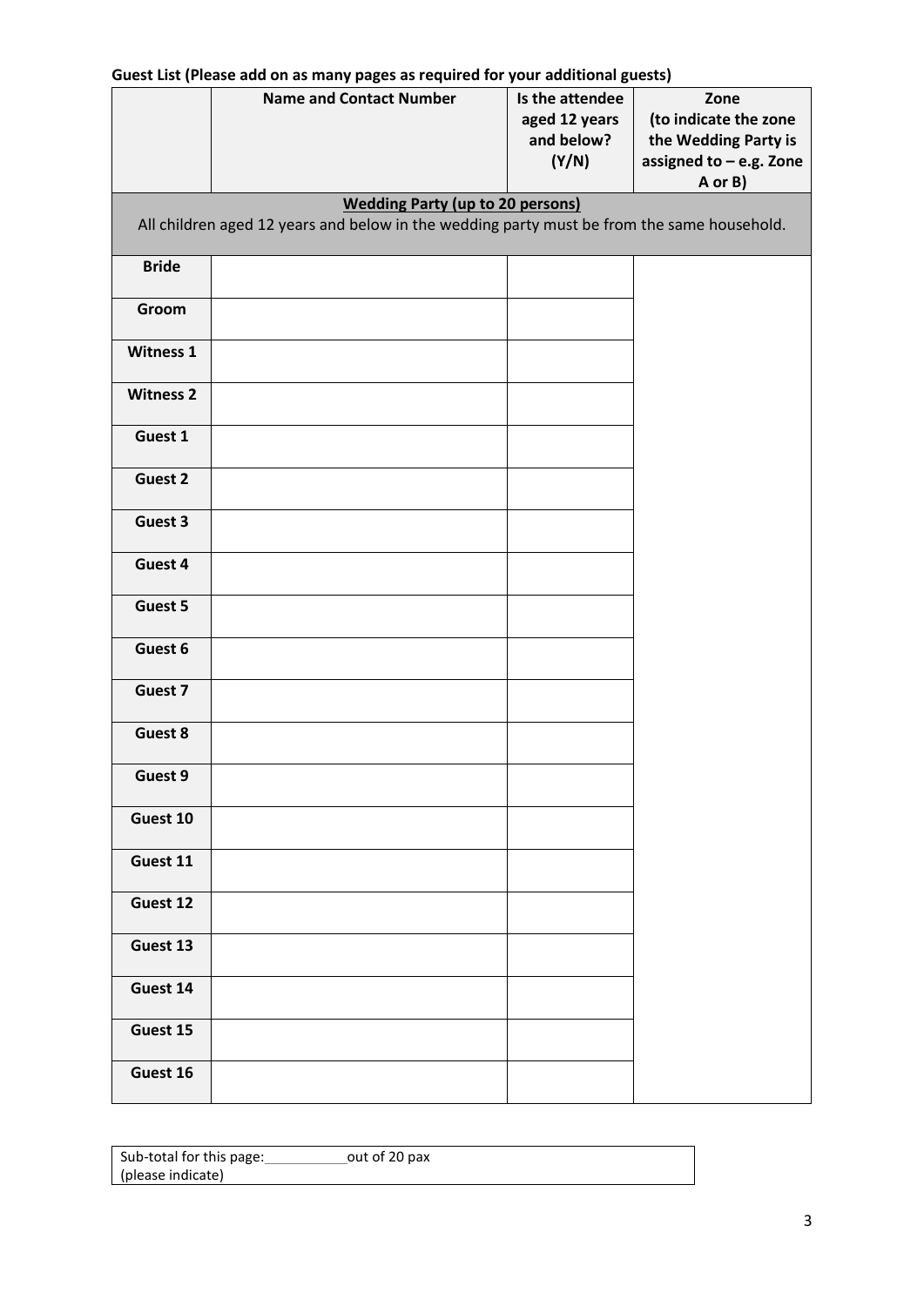**Guest List (Please add on as many pages as required for your additional guests)**

| | Name and Contact Number | Is the attendee aged 12 years and below? (Y/N) | Zone (to indicate the zone the Wedding Party is assigned to – e.g. Zone A or B) |
|---|---|---|---|
| **Wedding Party (up to 20 persons)** All children aged 12 years and below in the wedding party must be from the same household. | | | |
| **Bride** | | | |
| **Groom** | | | |
| **Witness 1** | | | |
| **Witness 2** | | | |
| **Guest 1** | | | |
| **Guest 2** | | | |
| **Guest 3** | | | |
| **Guest 4** | | | |
| **Guest 5** | | | |
| **Guest 6** | | | |
| **Guest 7** | | | |
| **Guest 8** | | | |
| **Guest 9** | | | |
| **Guest 10** | | | |
| **Guest 11** | | | |
| **Guest 12** | | | |
| **Guest 13** | | | |
| **Guest 14** | | | |
| **Guest 15** | | | |
| **Guest 16** | | | |

Sub-total for this page:\_\_\_\_\_\_\_\_\_\_\_out of 20 pax
(please indicate)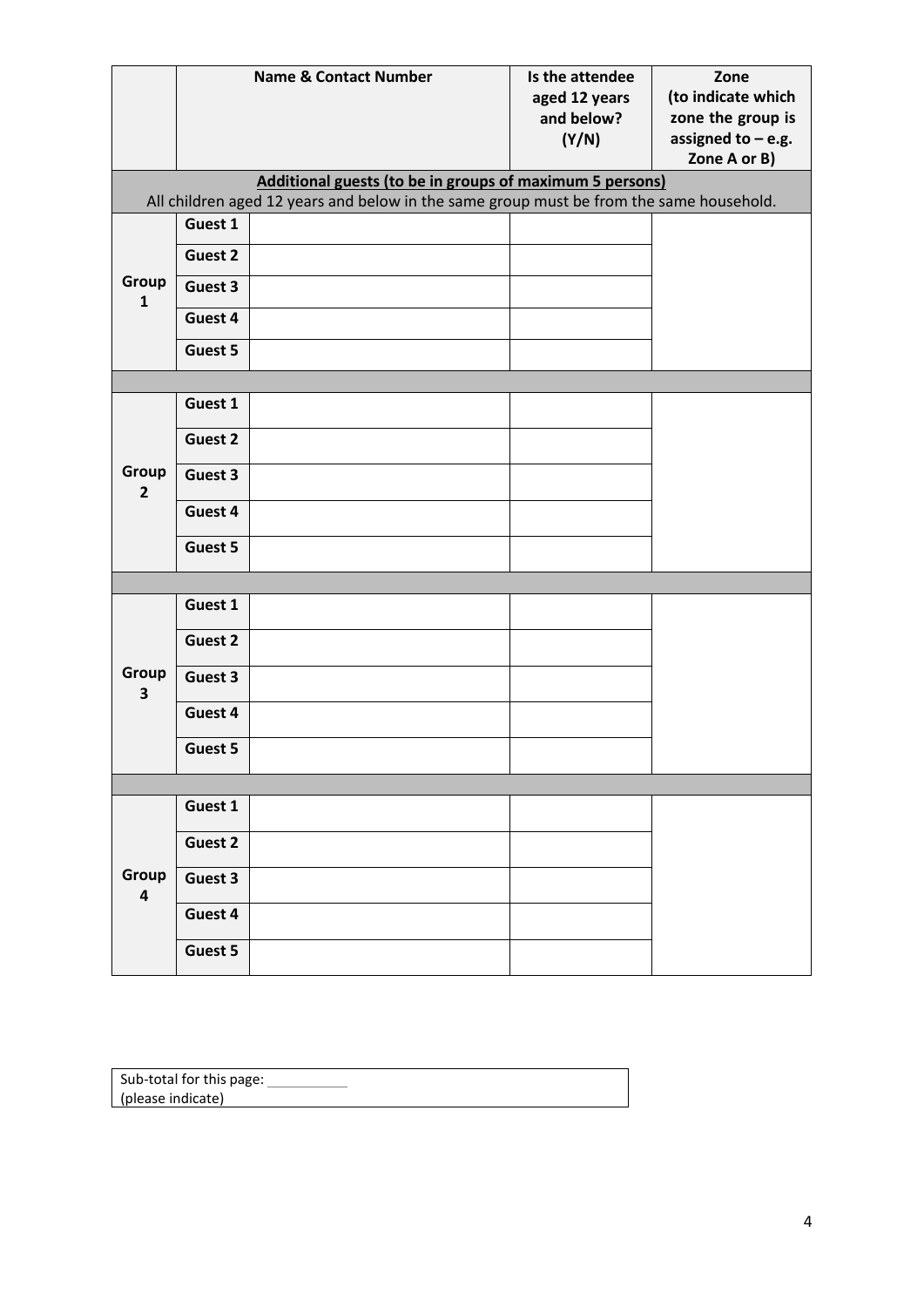| | | Name & Contact Number | Is the attendee aged 12 years and below? (Y/N) | Zone (to indicate which zone the group is assigned to – e.g. Zone A or B) |
|---|---|---|---|---|
| **Additional guests (to be in groups of maximum 5 persons)** All children aged 12 years and below in the same group must be from the same household. | | | | |
| **Group 1** | **Guest 1** | | | |
| | **Guest 2** | | | |
| | **Guest 3** | | | |
| | **Guest 4** | | | |
| | **Guest 5** | | | |
| | | | | |
| **Group 2** | **Guest 1** | | | |
| | **Guest 2** | | | |
| | **Guest 3** | | | |
| | **Guest 4** | | | |
| | **Guest 5** | | | |
| | | | | |
| **Group 3** | **Guest 1** | | | |
| | **Guest 2** | | | |
| | **Guest 3** | | | |
| | **Guest 4** | | | |
| | **Guest 5** | | | |
| | | | | |
| **Group 4** | **Guest 1** | | | |
| | **Guest 2** | | | |
| | **Guest 3** | | | |
| | **Guest 4** | | | |
| | **Guest 5** | | | |

Sub-total for this page: ___________
(please indicate)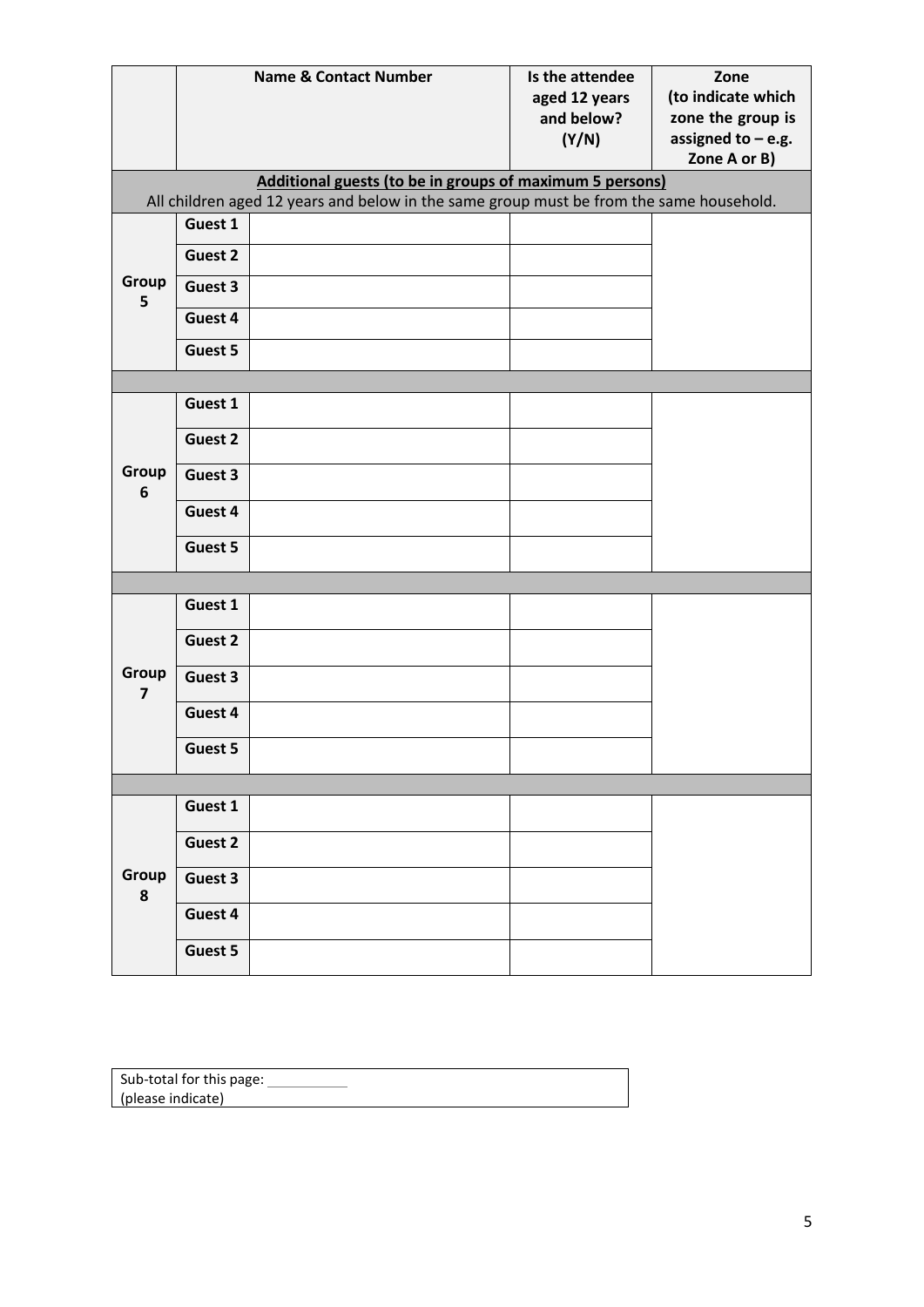| | | Name & Contact Number | Is the attendee aged 12 years and below? (Y/N) | Zone (to indicate which zone the group is assigned to – e.g. Zone A or B) |
|---|---|---|---|---|
| **Additional guests (to be in groups of maximum 5 persons)**<br>All children aged 12 years and below in the same group must be from the same household. | | | | |
| **Group 5** | **Guest 1** | | | |
| | **Guest 2** | | | |
| | **Guest 3** | | | |
| | **Guest 4** | | | |
| | **Guest 5** | | | |
| | | | | |
| **Group 6** | **Guest 1** | | | |
| | **Guest 2** | | | |
| | **Guest 3** | | | |
| | **Guest 4** | | | |
| | **Guest 5** | | | |
| | | | | |
| **Group 7** | **Guest 1** | | | |
| | **Guest 2** | | | |
| | **Guest 3** | | | |
| | **Guest 4** | | | |
| | **Guest 5** | | | |
| | | | | |
| **Group 8** | **Guest 1** | | | |
| | **Guest 2** | | | |
| | **Guest 3** | | | |
| | **Guest 4** | | | |
| | **Guest 5** | | | |

| Sub-total for this page: ___________<br>(please indicate) |
|---|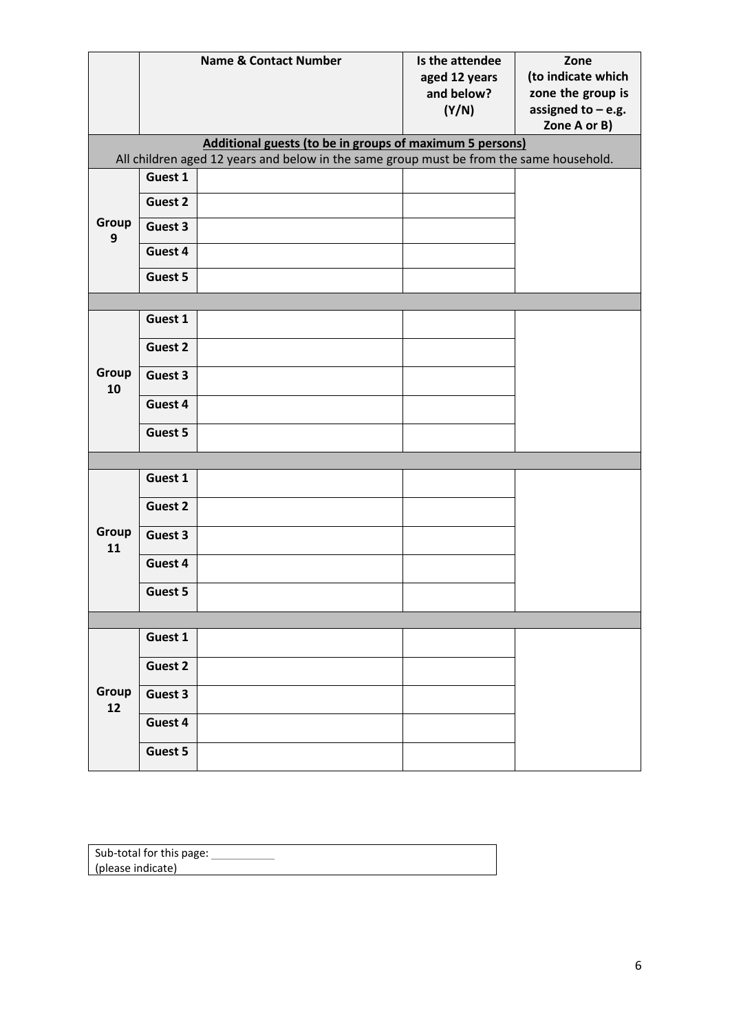| | | Name & Contact Number | Is the attendee aged 12 years and below? (Y/N) | Zone (to indicate which zone the group is assigned to – e.g. Zone A or B) |
|---|---|---|---|---|
| **Additional guests (to be in groups of maximum 5 persons)** All children aged 12 years and below in the same group must be from the same household. | | | | |
| Group 9 | Guest 1 | | | |
| | Guest 2 | | | |
| | Guest 3 | | | |
| | Guest 4 | | | |
| | Guest 5 | | | |
| | | | | |
| Group 10 | Guest 1 | | | |
| | Guest 2 | | | |
| | Guest 3 | | | |
| | Guest 4 | | | |
| | Guest 5 | | | |
| | | | | |
| Group 11 | Guest 1 | | | |
| | Guest 2 | | | |
| | Guest 3 | | | |
| | Guest 4 | | | |
| | Guest 5 | | | |
| | | | | |
| Group 12 | Guest 1 | | | |
| | Guest 2 | | | |
| | Guest 3 | | | |
| | Guest 4 | | | |
| | Guest 5 | | | |

Sub-total for this page: ___________
(please indicate)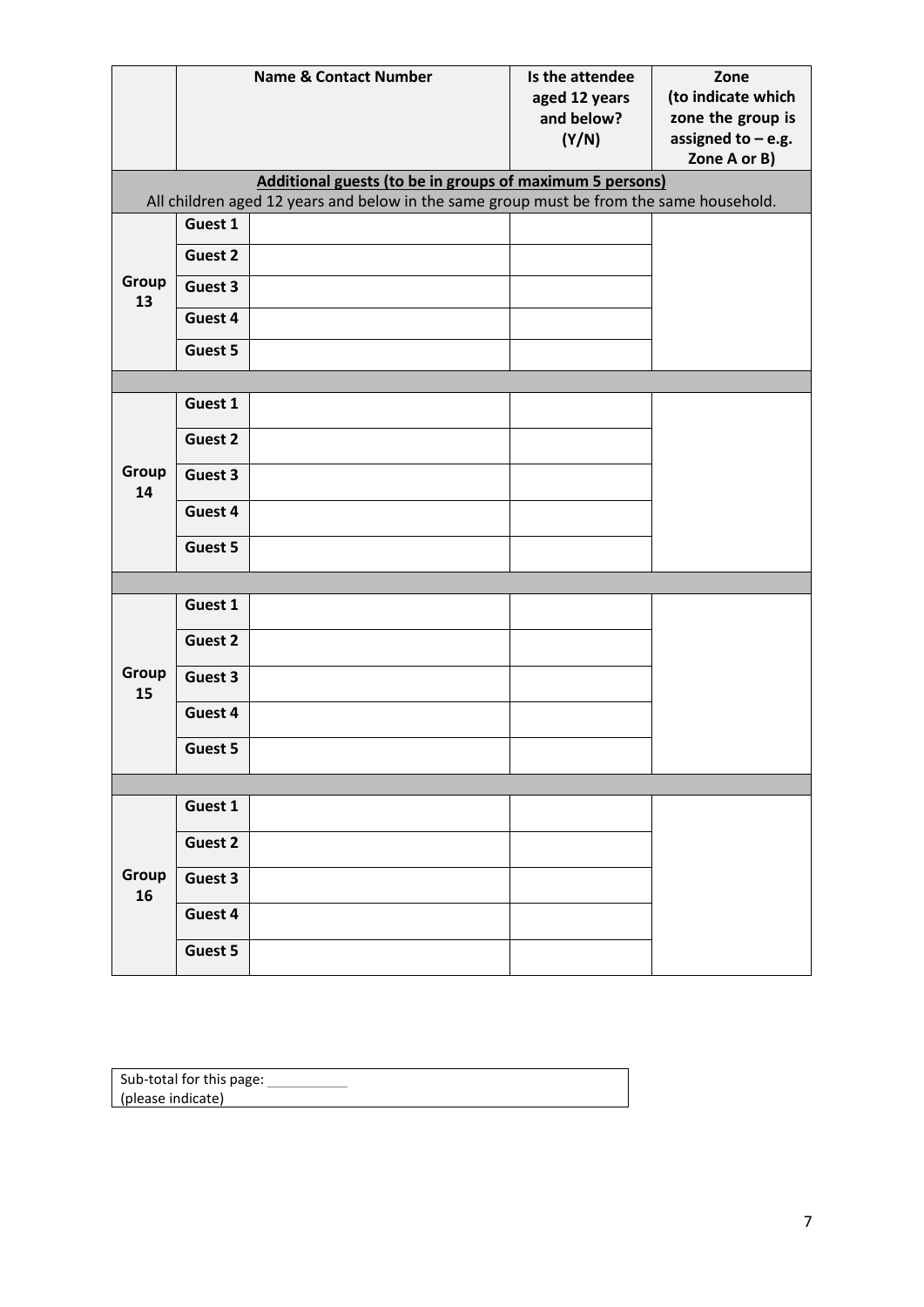| | | Name & Contact Number | Is the attendee aged 12 years and below? (Y/N) | Zone (to indicate which zone the group is assigned to – e.g. Zone A or B) |
|---|---|---|---|---|
| **Additional guests (to be in groups of maximum 5 persons)**<br>All children aged 12 years and below in the same group must be from the same household. | | | | |
| **Group 13** | **Guest 1** | | | |
| | **Guest 2** | | | |
| | **Guest 3** | | | |
| | **Guest 4** | | | |
| | **Guest 5** | | | |
| | | | | |
| **Group 14** | **Guest 1** | | | |
| | **Guest 2** | | | |
| | **Guest 3** | | | |
| | **Guest 4** | | | |
| | **Guest 5** | | | |
| | | | | |
| **Group 15** | **Guest 1** | | | |
| | **Guest 2** | | | |
| | **Guest 3** | | | |
| | **Guest 4** | | | |
| | **Guest 5** | | | |
| | | | | |
| **Group 16** | **Guest 1** | | | |
| | **Guest 2** | | | |
| | **Guest 3** | | | |
| | **Guest 4** | | | |
| | **Guest 5** | | | |

Sub-total for this page: ___________
(please indicate)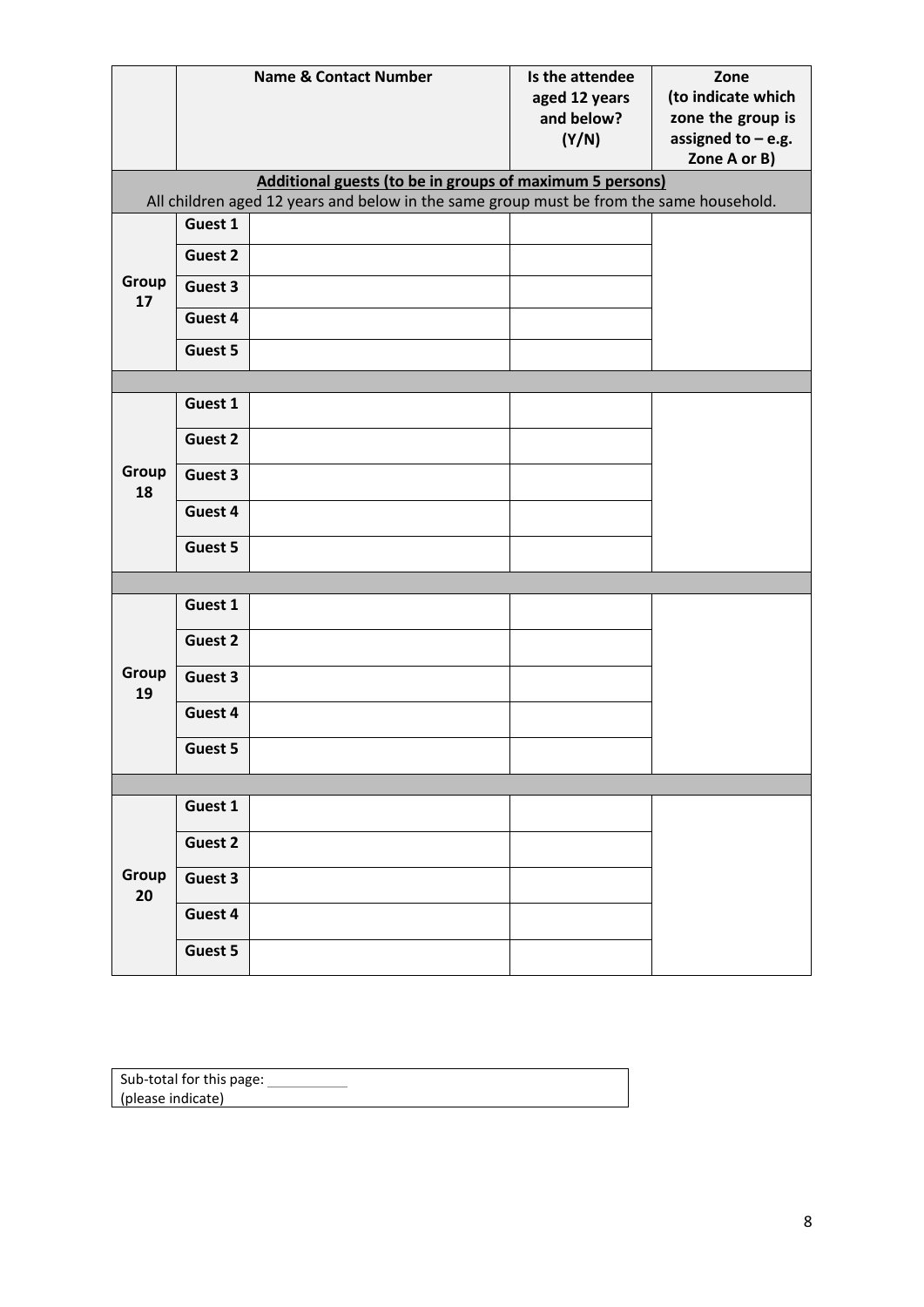| | | Name & Contact Number | Is the attendee aged 12 years and below? (Y/N) | Zone (to indicate which zone the group is assigned to – e.g. Zone A or B) |
|---|---|---|---|---|
| **Additional guests (to be in groups of maximum 5 persons)** All children aged 12 years and below in the same group must be from the same household. | | | | |
| **Group 17** | **Guest 1** | | | |
| | **Guest 2** | | | |
| | **Guest 3** | | | |
| | **Guest 4** | | | |
| | **Guest 5** | | | |
| | | | | |
| **Group 18** | **Guest 1** | | | |
| | **Guest 2** | | | |
| | **Guest 3** | | | |
| | **Guest 4** | | | |
| | **Guest 5** | | | |
| | | | | |
| **Group 19** | **Guest 1** | | | |
| | **Guest 2** | | | |
| | **Guest 3** | | | |
| | **Guest 4** | | | |
| | **Guest 5** | | | |
| | | | | |
| **Group 20** | **Guest 1** | | | |
| | **Guest 2** | | | |
| | **Guest 3** | | | |
| | **Guest 4** | | | |
| | **Guest 5** | | | |

Sub-total for this page: ___________
(please indicate)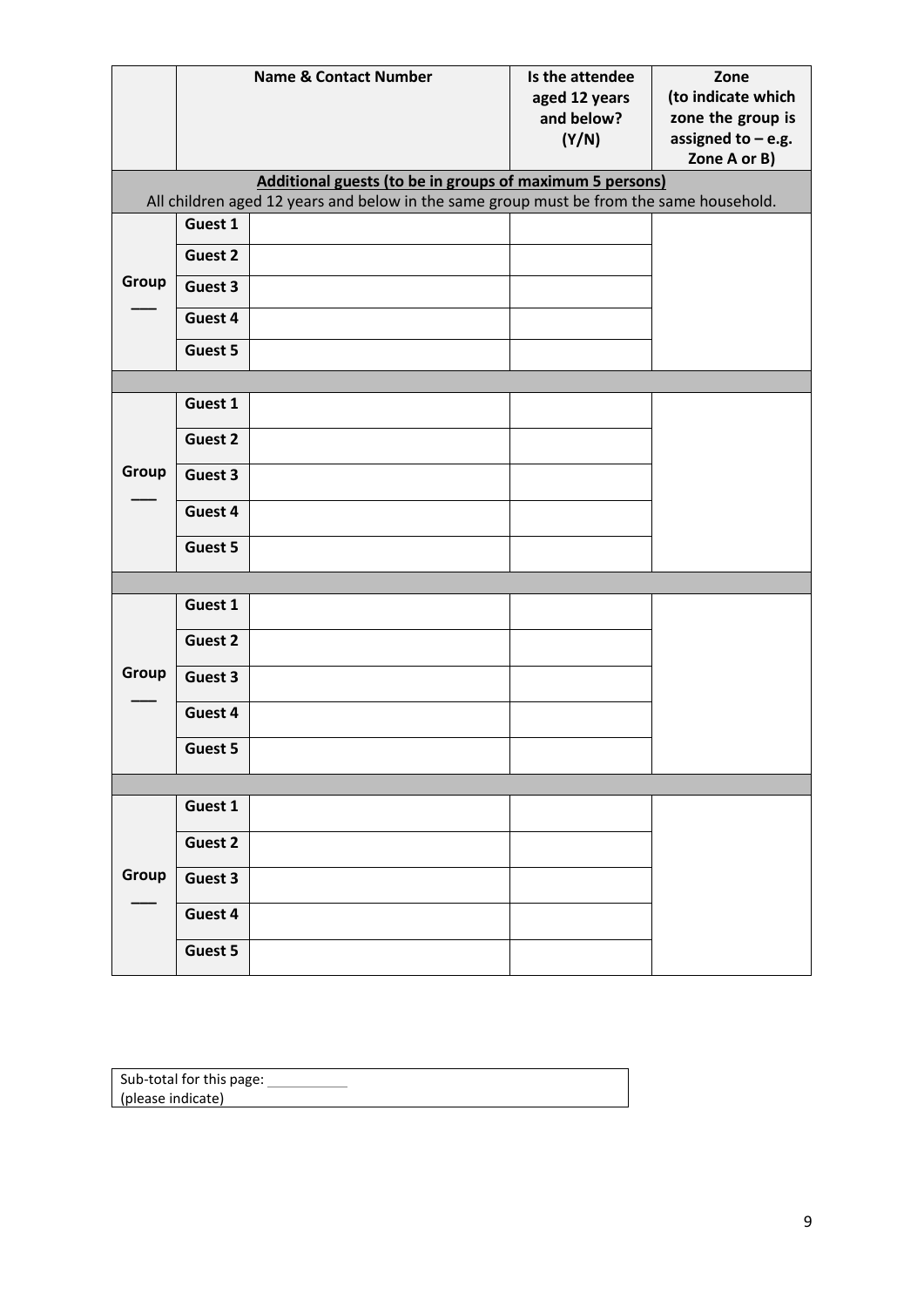| | | Name & Contact Number | Is the attendee aged 12 years and below? (Y/N) | Zone (to indicate which zone the group is assigned to – e.g. Zone A or B) |
|---|---|---|---|---|
| **Additional guests (to be in groups of maximum 5 persons)** All children aged 12 years and below in the same group must be from the same household. | | | | |
| Group ___ | Guest 1 | | | |
| | Guest 2 | | | |
| | Guest 3 | | | |
| | Guest 4 | | | |
| | Guest 5 | | | |
| | | | | |
| Group ___ | Guest 1 | | | |
| | Guest 2 | | | |
| | Guest 3 | | | |
| | Guest 4 | | | |
| | Guest 5 | | | |
| | | | | |
| Group ___ | Guest 1 | | | |
| | Guest 2 | | | |
| | Guest 3 | | | |
| | Guest 4 | | | |
| | Guest 5 | | | |
| | | | | |
| Group ___ | Guest 1 | | | |
| | Guest 2 | | | |
| | Guest 3 | | | |
| | Guest 4 | | | |
| | Guest 5 | | | |

Sub-total for this page: ___________
(please indicate)